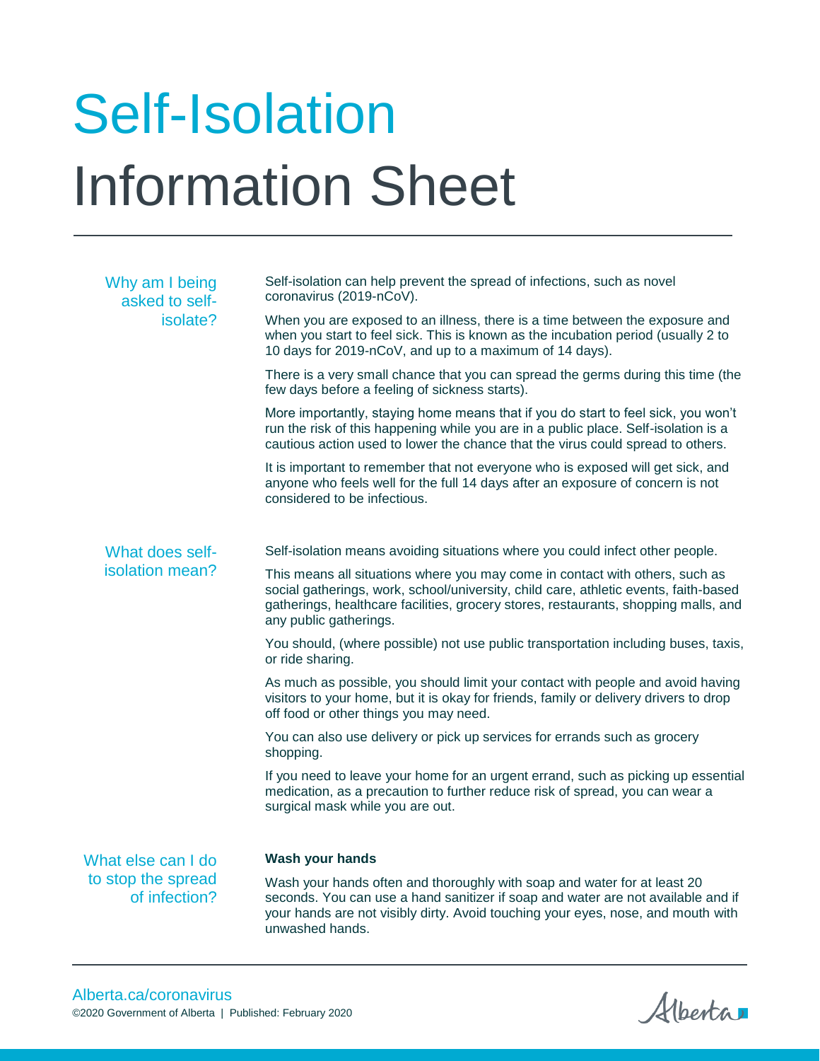# Self-Isolation Information Sheet

## Why am I being asked to self-isolate?

Self-isolation can help prevent the spread of infections, such as novel coronavirus (2019-nCoV).

When you are exposed to an illness, there is a time between the exposure and when you start to feel sick. This is known as the incubation period (usually 2 to 10 days for 2019-nCoV, and up to a maximum of 14 days).

There is a very small chance that you can spread the germs during this time (the few days before a feeling of sickness starts).

More importantly, staying home means that if you do start to feel sick, you won't run the risk of this happening while you are in a public place. Self-isolation is a cautious action used to lower the chance that the virus could spread to others.

It is important to remember that not everyone who is exposed will get sick, and anyone who feels well for the full 14 days after an exposure of concern is not considered to be infectious.

## What does self-isolation mean?

Self-isolation means avoiding situations where you could infect other people.

This means all situations where you may come in contact with others, such as social gatherings, work, school/university, child care, athletic events, faith-based gatherings, healthcare facilities, grocery stores, restaurants, shopping malls, and any public gatherings.

You should, (where possible) not use public transportation including buses, taxis, or ride sharing.

As much as possible, you should limit your contact with people and avoid having visitors to your home, but it is okay for friends, family or delivery drivers to drop off food or other things you may need.

You can also use delivery or pick up services for errands such as grocery shopping.

If you need to leave your home for an urgent errand, such as picking up essential medication, as a precaution to further reduce risk of spread, you can wear a surgical mask while you are out.

## What else can I do to stop the spread of infection?

**Wash your hands**

Wash your hands often and thoroughly with soap and water for at least 20 seconds. You can use a hand sanitizer if soap and water are not available and if your hands are not visibly dirty. Avoid touching your eyes, nose, and mouth with unwashed hands.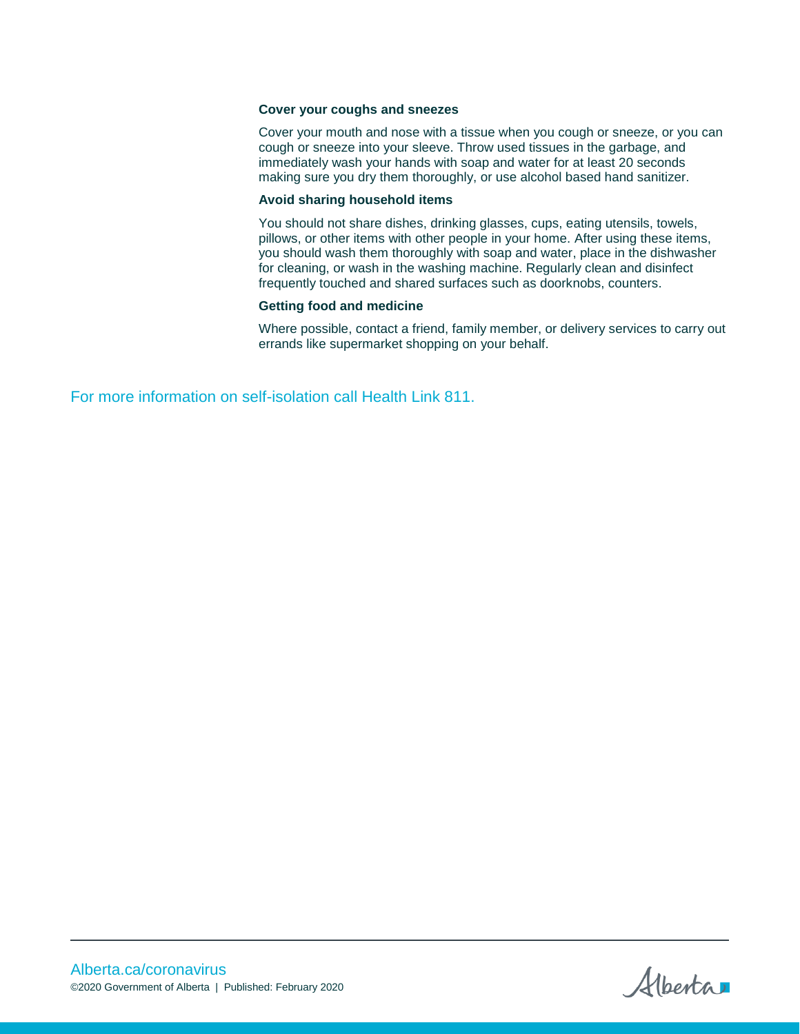**Cover your coughs and sneezes**

Cover your mouth and nose with a tissue when you cough or sneeze, or you can cough or sneeze into your sleeve. Throw used tissues in the garbage, and immediately wash your hands with soap and water for at least 20 seconds making sure you dry them thoroughly, or use alcohol based hand sanitizer.

**Avoid sharing household items**

You should not share dishes, drinking glasses, cups, eating utensils, towels, pillows, or other items with other people in your home. After using these items, you should wash them thoroughly with soap and water, place in the dishwasher for cleaning, or wash in the washing machine. Regularly clean and disinfect frequently touched and shared surfaces such as doorknobs, counters.

**Getting food and medicine**

Where possible, contact a friend, family member, or delivery services to carry out errands like supermarket shopping on your behalf.

For more information on self-isolation call Health Link 811.

Alberta.ca/coronavirus

©2020 Government of Alberta | Published: February 2020